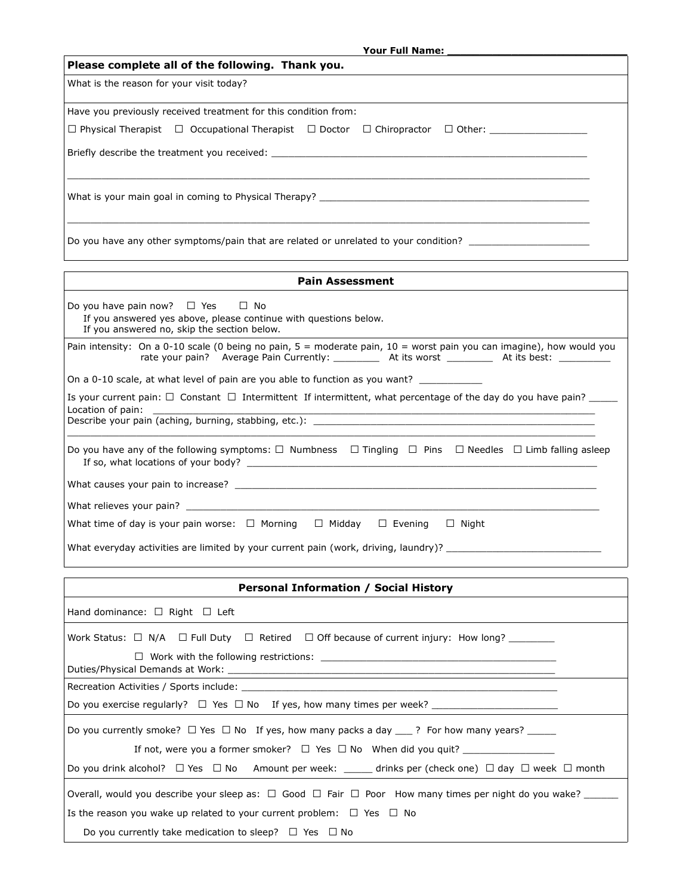**Your Full Name: ____________________________**

**Please complete all of the following. Thank you.**

What is the reason for your visit today?

Have you previously received treatment for this condition from:

☐ Physical Therapist ☐ Occupational Therapist ☐ Doctor ☐ Chiropractor ☐ Other: _________________

Briefly describe the treatment you received: ________________________________________________________

________________________________________________________________________________________________

What is your main goal in coming to Physical Therapy? ______________________________________________

________________________________________________________________________________________________

Do you have any other symptoms/pain that are related or unrelated to your condition? _____________________

## Pain Assessment

Do you have pain now? ☐ Yes ☐ No
If you answered yes above, please continue with questions below.
If you answered no, skip the section below.

Pain intensity: On a 0-10 scale (0 being no pain, 5 = moderate pain, 10 = worst pain you can imagine), how would you rate your pain? Average Pain Currently: ________ At its worst ________ At its best: _________

On a 0-10 scale, at what level of pain are you able to function as you want? ___________

Is your current pain: ☐ Constant ☐ Intermittent If intermittent, what percentage of the day do you have pain? _____

Location of pain: ______________________________________________________________________________

Describe your pain (aching, burning, stabbing, etc.): ___________________________________________________

________________________________________________________________________________________________

Do you have any of the following symptoms: ☐ Numbness ☐ Tingling ☐ Pins ☐ Needles ☐ Limb falling asleep
If so, what locations of your body? ______________________________________________________________

What causes your pain to increase? _______________________________________________________________

What relieves your pain? _______________________________________________________________________

What time of day is your pain worse: ☐ Morning ☐ Midday ☐ Evening ☐ Night

What everyday activities are limited by your current pain (work, driving, laundry)? ___________________________

## Personal Information / Social History

Hand dominance: ☐ Right ☐ Left

Work Status: ☐ N/A ☐ Full Duty ☐ Retired ☐ Off because of current injury: How long? ________

☐ Work with the following restrictions: __________________________________________

Duties/Physical Demands at Work: ________________________________________________________

Recreation Activities / Sports include: ___________________________________________________

Do you exercise regularly? ☐ Yes ☐ No If yes, how many times per week? ______________________

Do you currently smoke? ☐ Yes ☐ No If yes, how many packs a day ___ ? For how many years? _____

If not, were you a former smoker? ☐ Yes ☐ No When did you quit? ________________

Do you drink alcohol? ☐ Yes ☐ No Amount per week: _____ drinks per (check one) ☐ day ☐ week ☐ month

Overall, would you describe your sleep as: ☐ Good ☐ Fair ☐ Poor How many times per night do you wake? ______

Is the reason you wake up related to your current problem: ☐ Yes ☐ No

Do you currently take medication to sleep? ☐ Yes ☐ No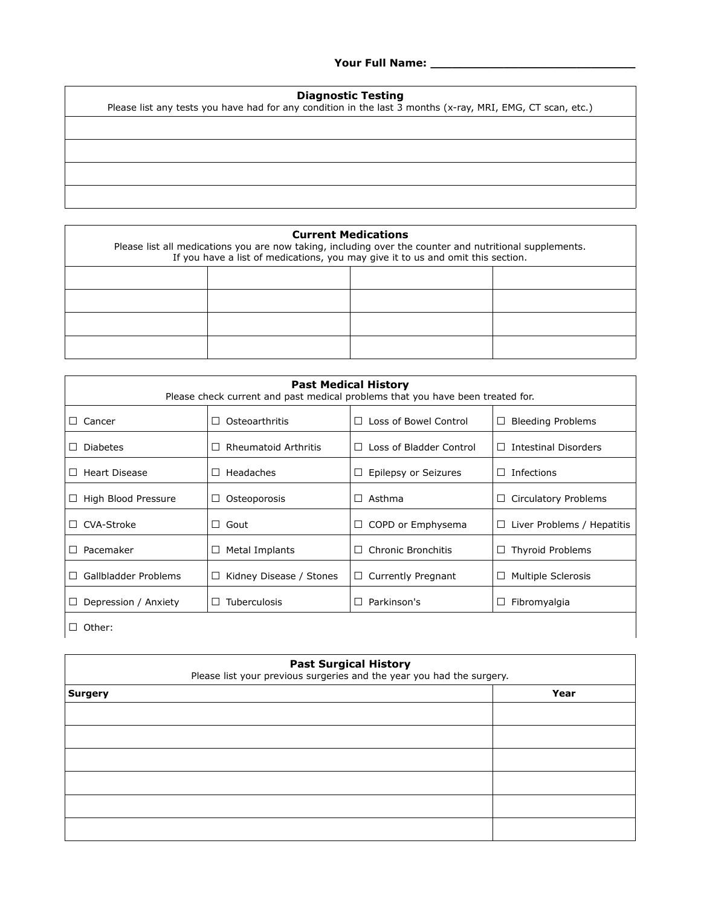**Your Full Name: ______________________________**

| Diagnostic Testing<br>Please list any tests you have had for any condition in the last 3 months (x-ray, MRI, EMG, CT scan, etc.) |
|---|
| |
| |
| |
| |

**Current Medications**

Please list all medications you are now taking, including over the counter and nutritional supplements.
If you have a list of medications, you may give it to us and omit this section.

| | | | |
|---|---|---|---|
| | | | |
| | | | |
| | | | |
| | | | |

**Past Medical History**

Please check current and past medical problems that you have been treated for.

| | | | |
|---|---|---|---|
| ☐ Cancer | ☐ Osteoarthritis | ☐ Loss of Bowel Control | ☐ Bleeding Problems |
| ☐ Diabetes | ☐ Rheumatoid Arthritis | ☐ Loss of Bladder Control | ☐ Intestinal Disorders |
| ☐ Heart Disease | ☐ Headaches | ☐ Epilepsy or Seizures | ☐ Infections |
| ☐ High Blood Pressure | ☐ Osteoporosis | ☐ Asthma | ☐ Circulatory Problems |
| ☐ CVA-Stroke | ☐ Gout | ☐ COPD or Emphysema | ☐ Liver Problems / Hepatitis |
| ☐ Pacemaker | ☐ Metal Implants | ☐ Chronic Bronchitis | ☐ Thyroid Problems |
| ☐ Gallbladder Problems | ☐ Kidney Disease / Stones | ☐ Currently Pregnant | ☐ Multiple Sclerosis |
| ☐ Depression / Anxiety | ☐ Tuberculosis | ☐ Parkinson's | ☐ Fibromyalgia |
| ☐ Other: | | | |

**Past Surgical History**

Please list your previous surgeries and the year you had the surgery.

| Surgery | Year |
|---|---|
| | |
| | |
| | |
| | |
| | |
| | |